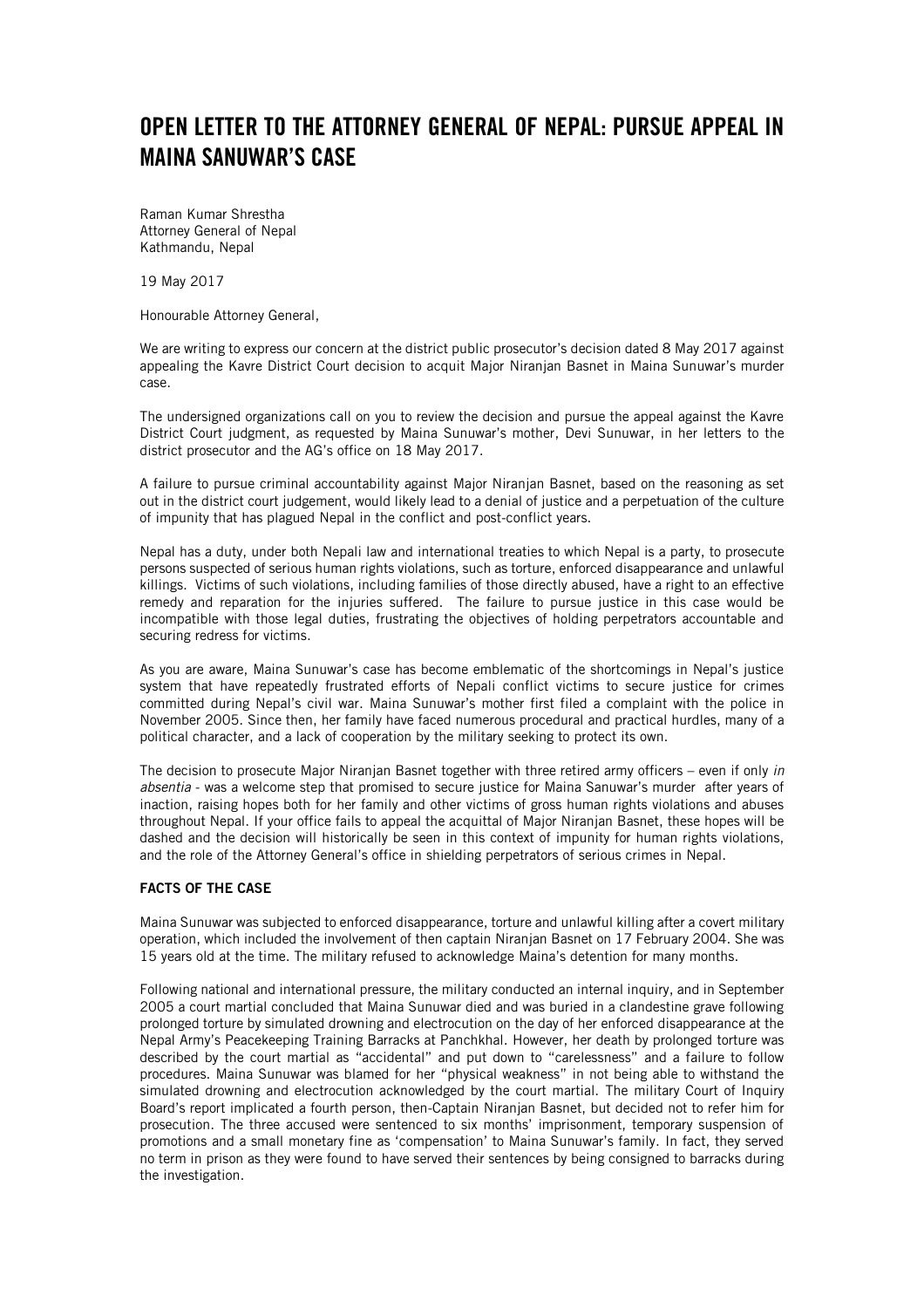# OPEN LETTER TO THE ATTORNEY GENERAL OF NEPAL: PURSUE APPEAL IN MAINA SANUWAR'S CASE

Raman Kumar Shrestha
Attorney General of Nepal
Kathmandu, Nepal

19 May 2017

Honourable Attorney General,

We are writing to express our concern at the district public prosecutor's decision dated 8 May 2017 against appealing the Kavre District Court decision to acquit Major Niranjan Basnet in Maina Sunuwar's murder case.

The undersigned organizations call on you to review the decision and pursue the appeal against the Kavre District Court judgment, as requested by Maina Sunuwar's mother, Devi Sunuwar, in her letters to the district prosecutor and the AG's office on 18 May 2017.

A failure to pursue criminal accountability against Major Niranjan Basnet, based on the reasoning as set out in the district court judgement, would likely lead to a denial of justice and a perpetuation of the culture of impunity that has plagued Nepal in the conflict and post-conflict years.

Nepal has a duty, under both Nepali law and international treaties to which Nepal is a party, to prosecute persons suspected of serious human rights violations, such as torture, enforced disappearance and unlawful killings. Victims of such violations, including families of those directly abused, have a right to an effective remedy and reparation for the injuries suffered. The failure to pursue justice in this case would be incompatible with those legal duties, frustrating the objectives of holding perpetrators accountable and securing redress for victims.

As you are aware, Maina Sunuwar's case has become emblematic of the shortcomings in Nepal's justice system that have repeatedly frustrated efforts of Nepali conflict victims to secure justice for crimes committed during Nepal's civil war. Maina Sunuwar's mother first filed a complaint with the police in November 2005. Since then, her family have faced numerous procedural and practical hurdles, many of a political character, and a lack of cooperation by the military seeking to protect its own.

The decision to prosecute Major Niranjan Basnet together with three retired army officers – even if only *in absentia* - was a welcome step that promised to secure justice for Maina Sanuwar's murder after years of inaction, raising hopes both for her family and other victims of gross human rights violations and abuses throughout Nepal. If your office fails to appeal the acquittal of Major Niranjan Basnet, these hopes will be dashed and the decision will historically be seen in this context of impunity for human rights violations, and the role of the Attorney General's office in shielding perpetrators of serious crimes in Nepal.

**FACTS OF THE CASE**

Maina Sunuwar was subjected to enforced disappearance, torture and unlawful killing after a covert military operation, which included the involvement of then captain Niranjan Basnet on 17 February 2004. She was 15 years old at the time. The military refused to acknowledge Maina's detention for many months.

Following national and international pressure, the military conducted an internal inquiry, and in September 2005 a court martial concluded that Maina Sunuwar died and was buried in a clandestine grave following prolonged torture by simulated drowning and electrocution on the day of her enforced disappearance at the Nepal Army's Peacekeeping Training Barracks at Panchkhal. However, her death by prolonged torture was described by the court martial as "accidental" and put down to "carelessness" and a failure to follow procedures. Maina Sunuwar was blamed for her "physical weakness" in not being able to withstand the simulated drowning and electrocution acknowledged by the court martial. The military Court of Inquiry Board's report implicated a fourth person, then-Captain Niranjan Basnet, but decided not to refer him for prosecution. The three accused were sentenced to six months' imprisonment, temporary suspension of promotions and a small monetary fine as 'compensation' to Maina Sunuwar's family. In fact, they served no term in prison as they were found to have served their sentences by being consigned to barracks during the investigation.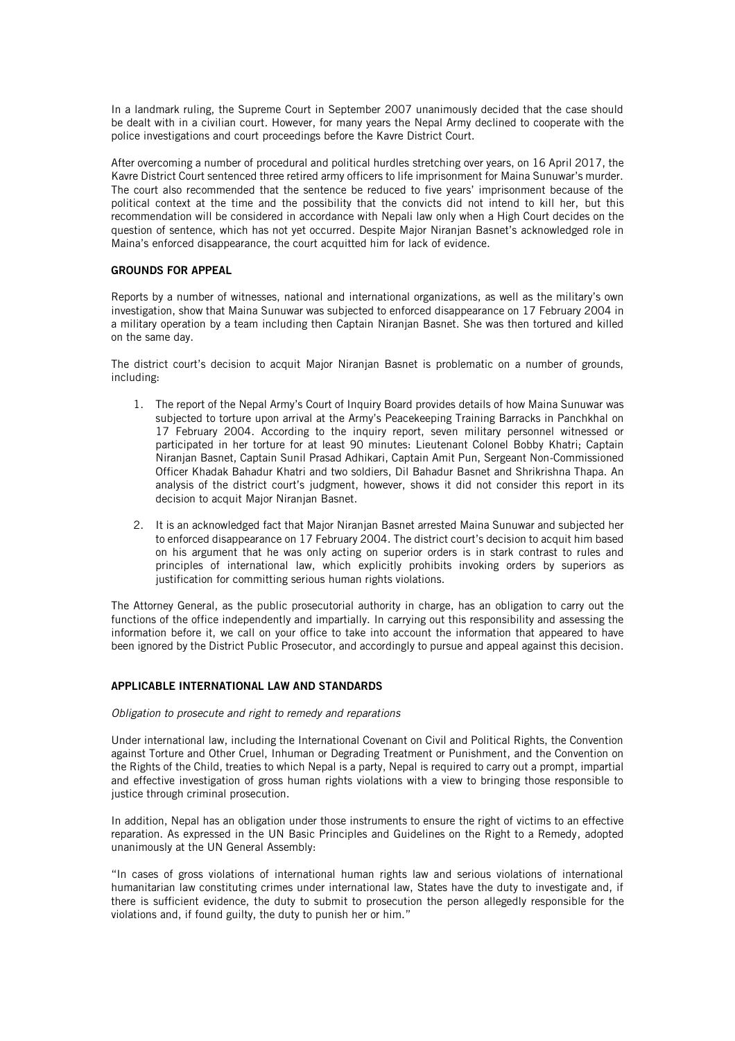In a landmark ruling, the Supreme Court in September 2007 unanimously decided that the case should be dealt with in a civilian court. However, for many years the Nepal Army declined to cooperate with the police investigations and court proceedings before the Kavre District Court.

After overcoming a number of procedural and political hurdles stretching over years, on 16 April 2017, the Kavre District Court sentenced three retired army officers to life imprisonment for Maina Sunuwar's murder. The court also recommended that the sentence be reduced to five years' imprisonment because of the political context at the time and the possibility that the convicts did not intend to kill her, but this recommendation will be considered in accordance with Nepali law only when a High Court decides on the question of sentence, which has not yet occurred. Despite Major Niranjan Basnet's acknowledged role in Maina's enforced disappearance, the court acquitted him for lack of evidence.

## GROUNDS FOR APPEAL

Reports by a number of witnesses, national and international organizations, as well as the military's own investigation, show that Maina Sunuwar was subjected to enforced disappearance on 17 February 2004 in a military operation by a team including then Captain Niranjan Basnet. She was then tortured and killed on the same day.

The district court's decision to acquit Major Niranjan Basnet is problematic on a number of grounds, including:

1. The report of the Nepal Army's Court of Inquiry Board provides details of how Maina Sunuwar was subjected to torture upon arrival at the Army's Peacekeeping Training Barracks in Panchkhal on 17 February 2004. According to the inquiry report, seven military personnel witnessed or participated in her torture for at least 90 minutes: Lieutenant Colonel Bobby Khatri; Captain Niranjan Basnet, Captain Sunil Prasad Adhikari, Captain Amit Pun, Sergeant Non-Commissioned Officer Khadak Bahadur Khatri and two soldiers, Dil Bahadur Basnet and Shrikrishna Thapa. An analysis of the district court's judgment, however, shows it did not consider this report in its decision to acquit Major Niranjan Basnet.

2. It is an acknowledged fact that Major Niranjan Basnet arrested Maina Sunuwar and subjected her to enforced disappearance on 17 February 2004. The district court's decision to acquit him based on his argument that he was only acting on superior orders is in stark contrast to rules and principles of international law, which explicitly prohibits invoking orders by superiors as justification for committing serious human rights violations.

The Attorney General, as the public prosecutorial authority in charge, has an obligation to carry out the functions of the office independently and impartially. In carrying out this responsibility and assessing the information before it, we call on your office to take into account the information that appeared to have been ignored by the District Public Prosecutor, and accordingly to pursue and appeal against this decision.

## APPLICABLE INTERNATIONAL LAW AND STANDARDS

*Obligation to prosecute and right to remedy and reparations*

Under international law, including the International Covenant on Civil and Political Rights, the Convention against Torture and Other Cruel, Inhuman or Degrading Treatment or Punishment, and the Convention on the Rights of the Child, treaties to which Nepal is a party, Nepal is required to carry out a prompt, impartial and effective investigation of gross human rights violations with a view to bringing those responsible to justice through criminal prosecution.

In addition, Nepal has an obligation under those instruments to ensure the right of victims to an effective reparation. As expressed in the UN Basic Principles and Guidelines on the Right to a Remedy, adopted unanimously at the UN General Assembly:

"In cases of gross violations of international human rights law and serious violations of international humanitarian law constituting crimes under international law, States have the duty to investigate and, if there is sufficient evidence, the duty to submit to prosecution the person allegedly responsible for the violations and, if found guilty, the duty to punish her or him."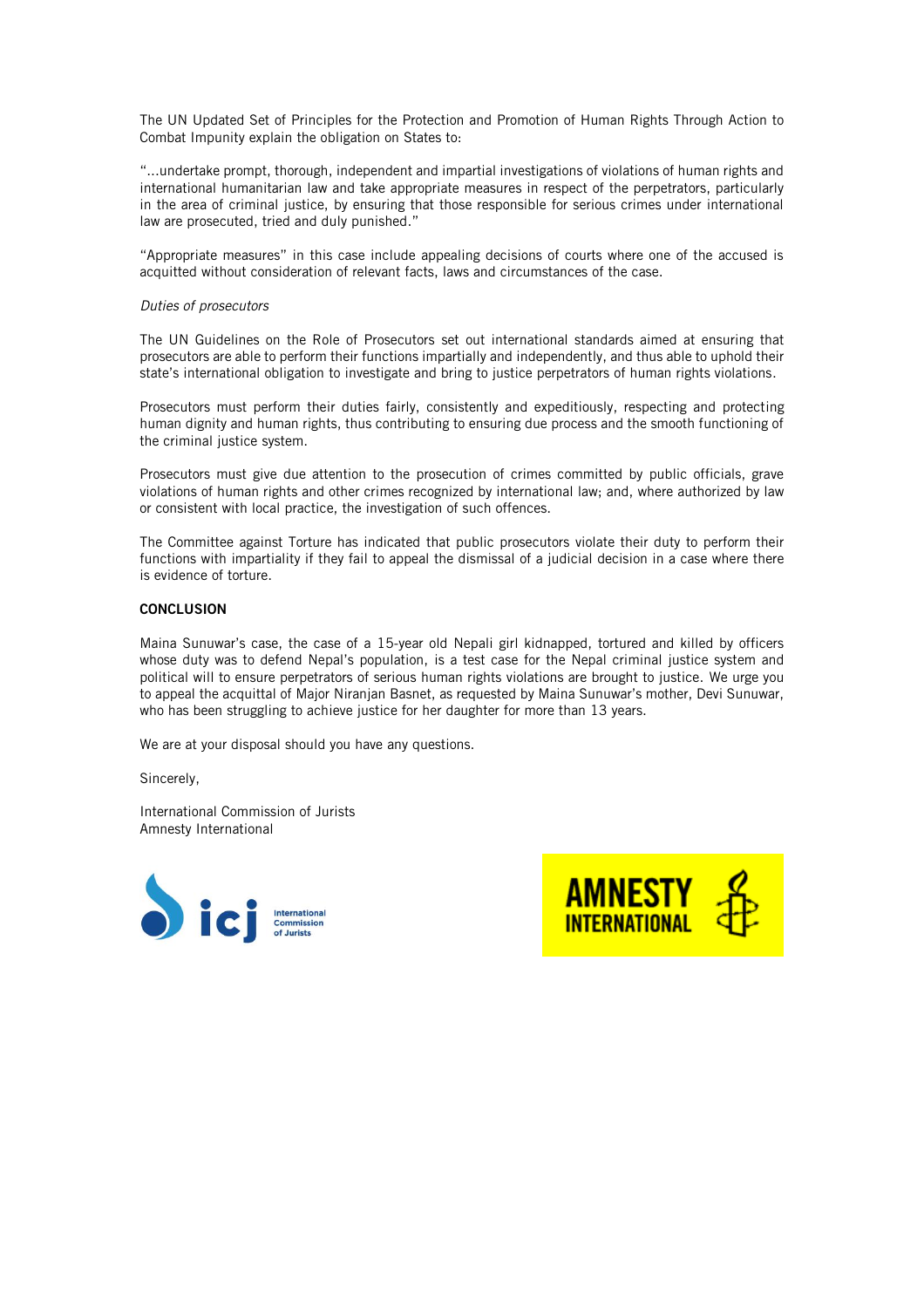The UN Updated Set of Principles for the Protection and Promotion of Human Rights Through Action to Combat Impunity explain the obligation on States to:

"...undertake prompt, thorough, independent and impartial investigations of violations of human rights and international humanitarian law and take appropriate measures in respect of the perpetrators, particularly in the area of criminal justice, by ensuring that those responsible for serious crimes under international law are prosecuted, tried and duly punished."

"Appropriate measures" in this case include appealing decisions of courts where one of the accused is acquitted without consideration of relevant facts, laws and circumstances of the case.

*Duties of prosecutors*

The UN Guidelines on the Role of Prosecutors set out international standards aimed at ensuring that prosecutors are able to perform their functions impartially and independently, and thus able to uphold their state's international obligation to investigate and bring to justice perpetrators of human rights violations.

Prosecutors must perform their duties fairly, consistently and expeditiously, respecting and protecting human dignity and human rights, thus contributing to ensuring due process and the smooth functioning of the criminal justice system.

Prosecutors must give due attention to the prosecution of crimes committed by public officials, grave violations of human rights and other crimes recognized by international law; and, where authorized by law or consistent with local practice, the investigation of such offences.

The Committee against Torture has indicated that public prosecutors violate their duty to perform their functions with impartiality if they fail to appeal the dismissal of a judicial decision in a case where there is evidence of torture.

**CONCLUSION**

Maina Sunuwar's case, the case of a 15-year old Nepali girl kidnapped, tortured and killed by officers whose duty was to defend Nepal's population, is a test case for the Nepal criminal justice system and political will to ensure perpetrators of serious human rights violations are brought to justice. We urge you to appeal the acquittal of Major Niranjan Basnet, as requested by Maina Sunuwar's mother, Devi Sunuwar, who has been struggling to achieve justice for her daughter for more than 13 years.

We are at your disposal should you have any questions.

Sincerely,

International Commission of Jurists
Amnesty International

icj International Commission of Jurists

AMNESTY INTERNATIONAL